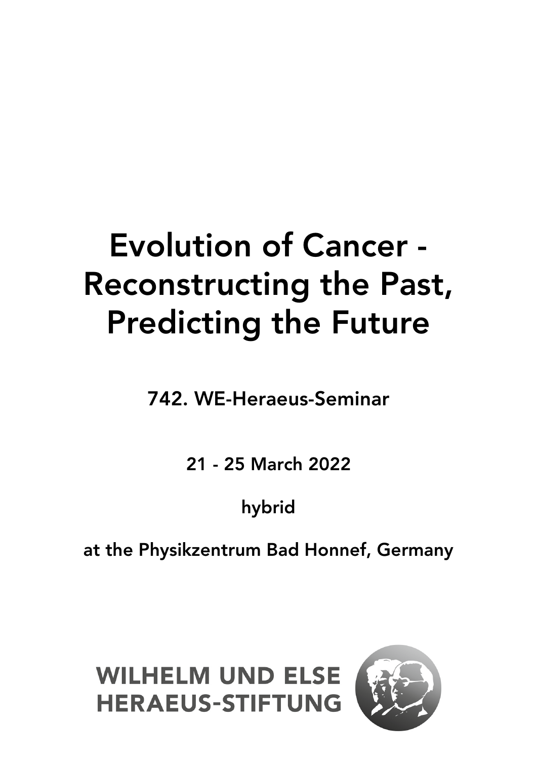# Evolution of Cancer - Reconstructing the Past, Predicting the Future

742. WE-Heraeus-Seminar

21 - 25 March 2022

hybrid

at the Physikzentrum Bad Honnef, Germany

WILHELM UND ELSE HERAEUS-STIFTUNG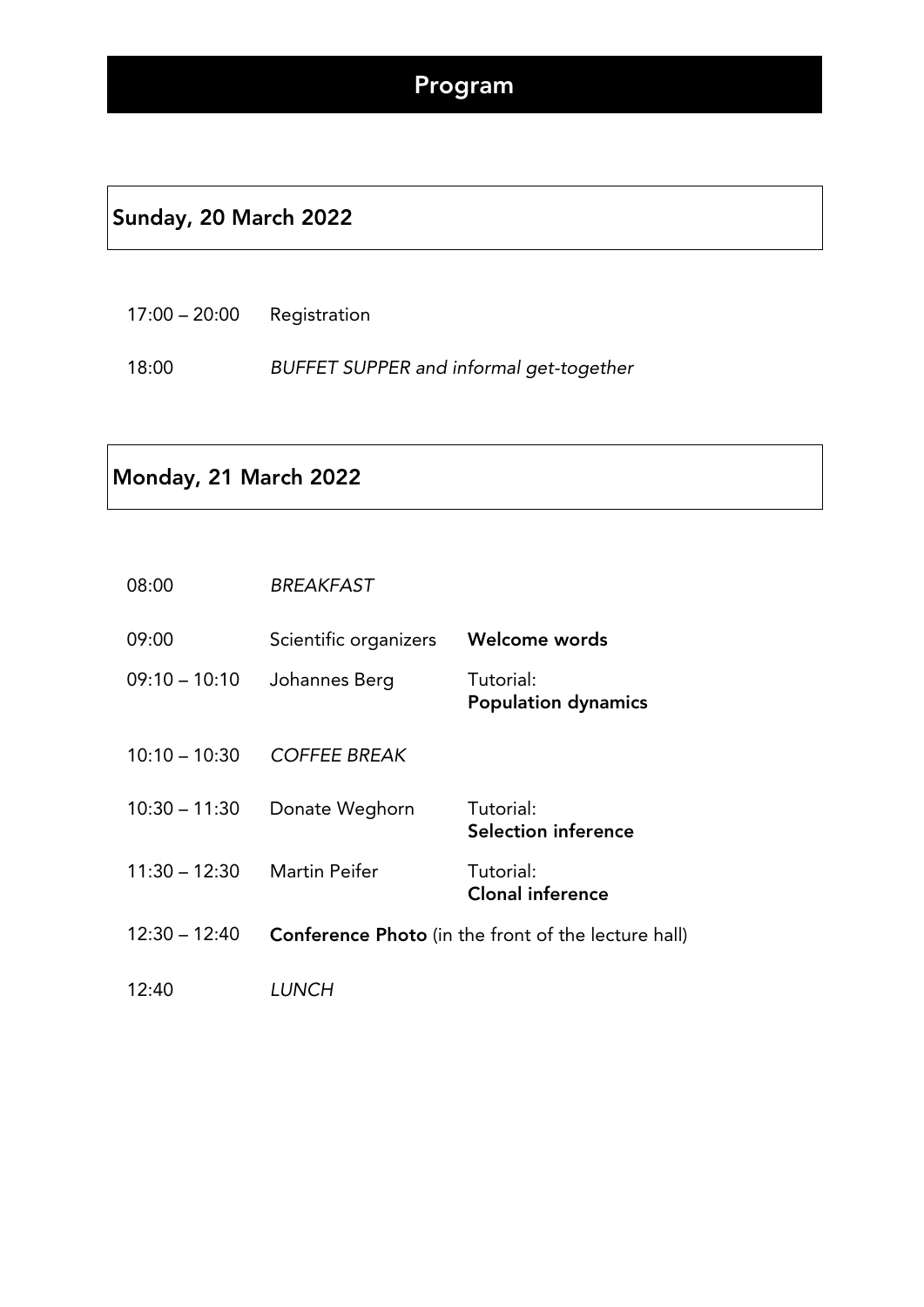# Program

## Sunday, 20 March 2022

| | | |
|---|---|---|
| 17:00 – 20:00 | Registration | |
| 18:00 | *BUFFET SUPPER and informal get-together* | |

## Monday, 21 March 2022

| | | |
|---|---|---|
| 08:00 | *BREAKFAST* | |
| 09:00 | Scientific organizers | **Welcome words** |
| 09:10 – 10:10 | Johannes Berg | Tutorial: **Population dynamics** |
| 10:10 – 10:30 | *COFFEE BREAK* | |
| 10:30 – 11:30 | Donate Weghorn | Tutorial: **Selection inference** |
| 11:30 – 12:30 | Martin Peifer | Tutorial: **Clonal inference** |
| 12:30 – 12:40 | **Conference Photo** (in the front of the lecture hall) | |
| 12:40 | *LUNCH* | |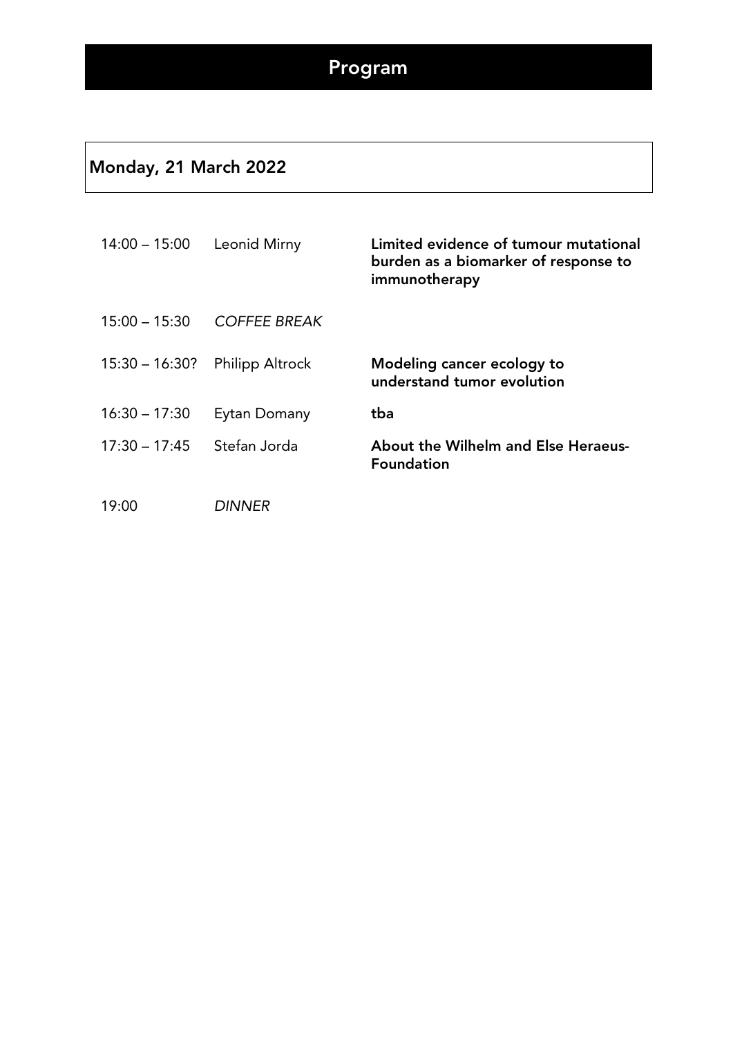# Program

## Monday, 21 March 2022

| | | |
|---|---|---|
| 14:00 – 15:00 | Leonid Mirny | **Limited evidence of tumour mutational burden as a biomarker of response to immunotherapy** |
| 15:00 – 15:30 | *COFFEE BREAK* | |
| 15:30 – 16:30? | Philipp Altrock | **Modeling cancer ecology to understand tumor evolution** |
| 16:30 – 17:30 | Eytan Domany | **tba** |
| 17:30 – 17:45 | Stefan Jorda | **About the Wilhelm and Else Heraeus-Foundation** |
| 19:00 | *DINNER* | |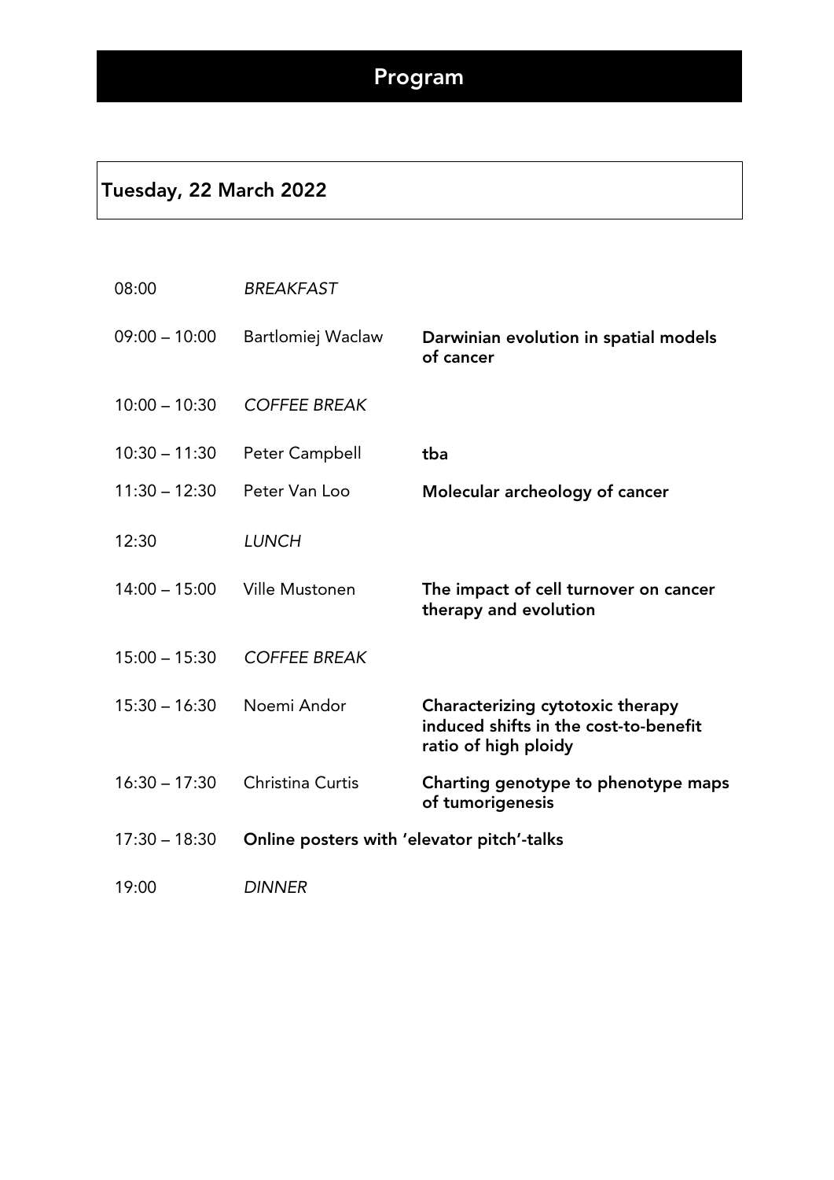# Program

## Tuesday, 22 March 2022

| | | |
|---|---|---|
| 08:00 | *BREAKFAST* | |
| 09:00 – 10:00 | Bartlomiej Waclaw | **Darwinian evolution in spatial models of cancer** |
| 10:00 – 10:30 | *COFFEE BREAK* | |
| 10:30 – 11:30 | Peter Campbell | **tba** |
| 11:30 – 12:30 | Peter Van Loo | **Molecular archeology of cancer** |
| 12:30 | *LUNCH* | |
| 14:00 – 15:00 | Ville Mustonen | **The impact of cell turnover on cancer therapy and evolution** |
| 15:00 – 15:30 | *COFFEE BREAK* | |
| 15:30 – 16:30 | Noemi Andor | **Characterizing cytotoxic therapy induced shifts in the cost-to-benefit ratio of high ploidy** |
| 16:30 – 17:30 | Christina Curtis | **Charting genotype to phenotype maps of tumorigenesis** |
| 17:30 – 18:30 | **Online posters with 'elevator pitch'-talks** | |
| 19:00 | *DINNER* | |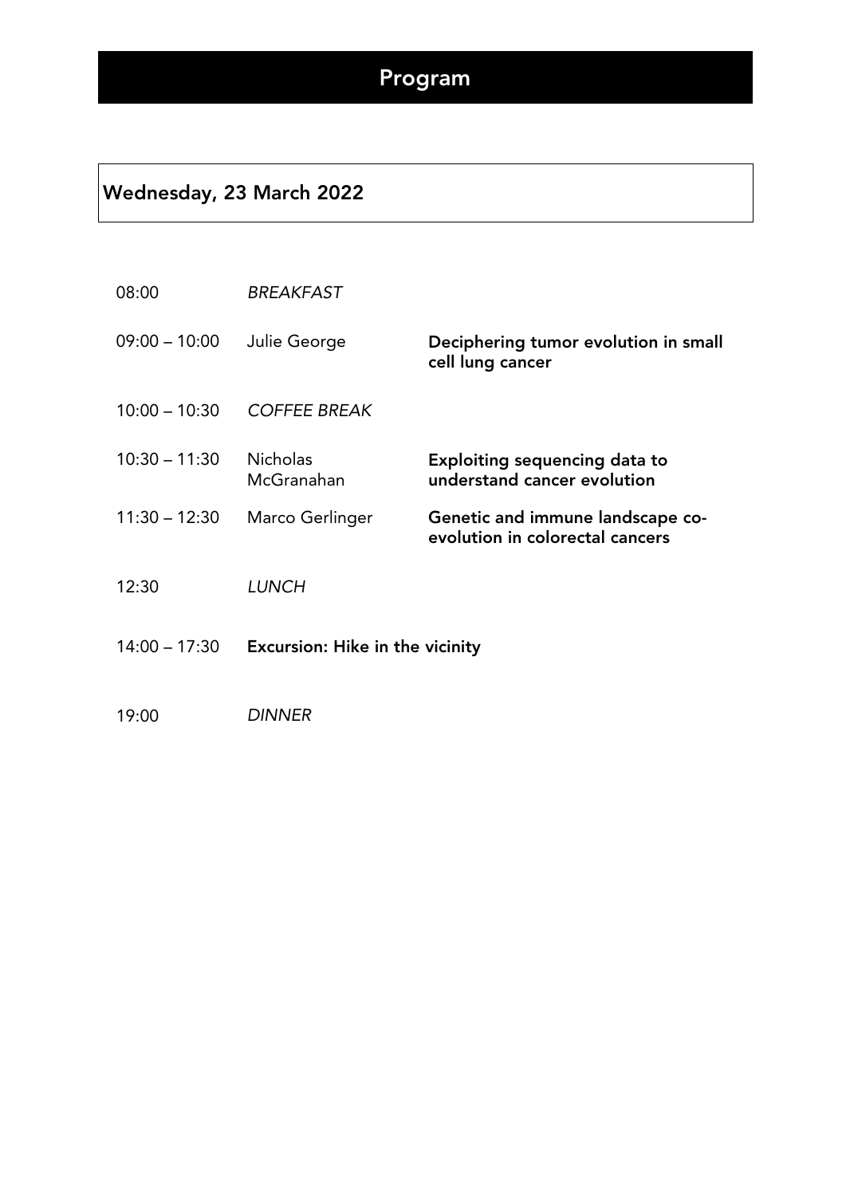# Program

## Wednesday, 23 March 2022

| | | |
|---|---|---|
| 08:00 | *BREAKFAST* | |
| 09:00 – 10:00 | Julie George | **Deciphering tumor evolution in small cell lung cancer** |
| 10:00 – 10:30 | *COFFEE BREAK* | |
| 10:30 – 11:30 | Nicholas McGranahan | **Exploiting sequencing data to understand cancer evolution** |
| 11:30 – 12:30 | Marco Gerlinger | **Genetic and immune landscape co-evolution in colorectal cancers** |
| 12:30 | *LUNCH* | |
| 14:00 – 17:30 | **Excursion: Hike in the vicinity** | |
| 19:00 | *DINNER* | |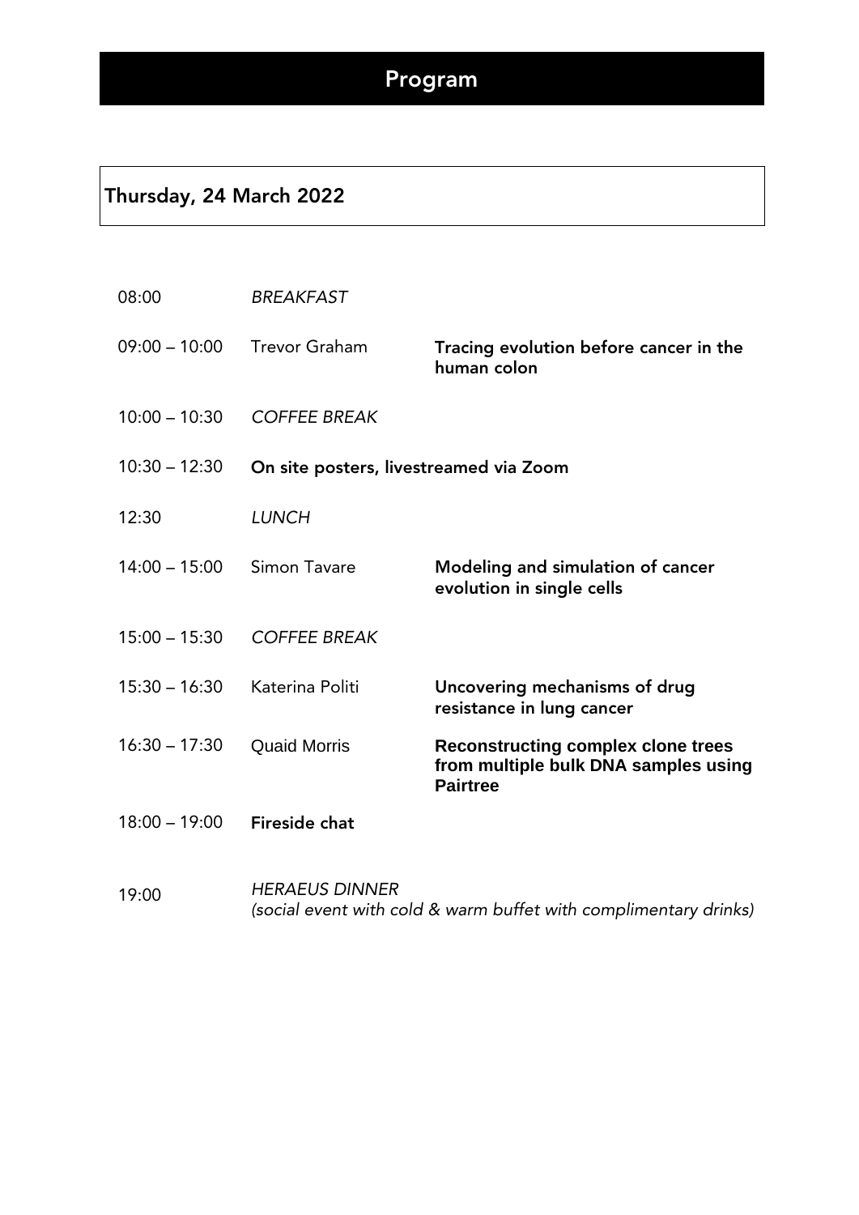# Program

## Thursday, 24 March 2022

| | | |
|---|---|---|
| 08:00 | *BREAKFAST* | |
| 09:00 – 10:00 | Trevor Graham | **Tracing evolution before cancer in the human colon** |
| 10:00 – 10:30 | *COFFEE BREAK* | |
| 10:30 – 12:30 | **On site posters, livestreamed via Zoom** | |
| 12:30 | *LUNCH* | |
| 14:00 – 15:00 | Simon Tavare | **Modeling and simulation of cancer evolution in single cells** |
| 15:00 – 15:30 | *COFFEE BREAK* | |
| 15:30 – 16:30 | Katerina Politi | **Uncovering mechanisms of drug resistance in lung cancer** |
| 16:30 – 17:30 | Quaid Morris | **Reconstructing complex clone trees from multiple bulk DNA samples using Pairtree** |
| 18:00 – 19:00 | **Fireside chat** | |
| 19:00 | *HERAEUS DINNER* *(social event with cold & warm buffet with complimentary drinks)* | |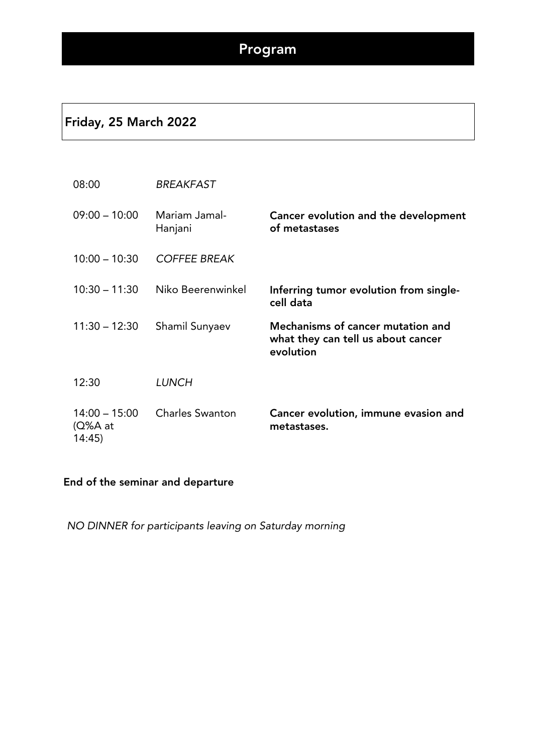# Program

## Friday, 25 March 2022

| | | |
|---|---|---|
| 08:00 | *BREAKFAST* | |
| 09:00 – 10:00 | Mariam Jamal-Hanjani | **Cancer evolution and the development of metastases** |
| 10:00 – 10:30 | *COFFEE BREAK* | |
| 10:30 – 11:30 | Niko Beerenwinkel | **Inferring tumor evolution from single-cell data** |
| 11:30 – 12:30 | Shamil Sunyaev | **Mechanisms of cancer mutation and what they can tell us about cancer evolution** |
| 12:30 | *LUNCH* | |
| 14:00 – 15:00 (Q%A at 14:45) | Charles Swanton | **Cancer evolution, immune evasion and metastases.** |

**End of the seminar and departure**

*NO DINNER for participants leaving on Saturday morning*